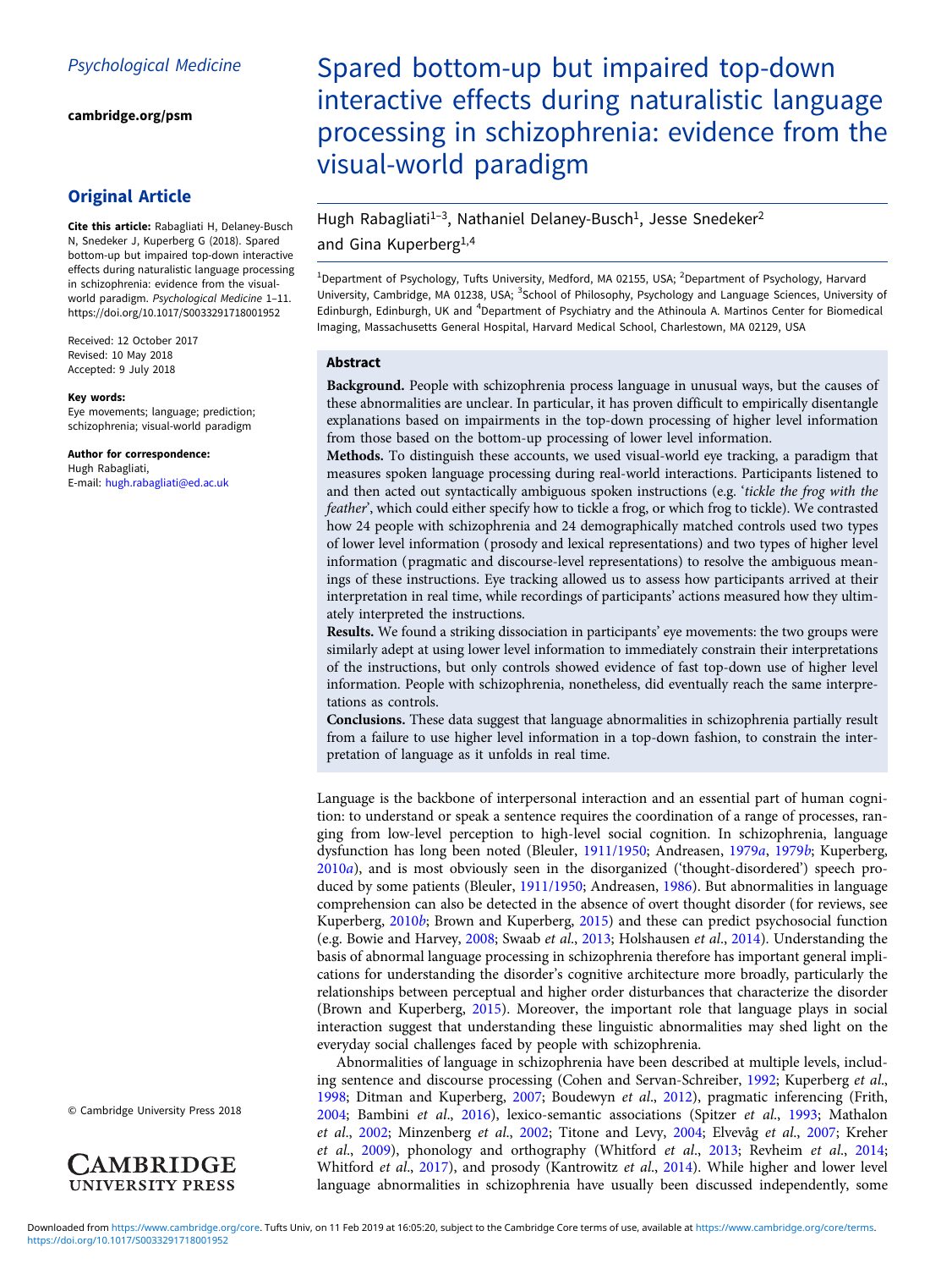Psychological Medicine

cambridge.org/psm

## Original Article

**Cite this article:** Rabagliati H, Delaney-Busch N, Snedeker J, Kuperberg G (2018). Spared bottom-up but impaired top-down interactive effects during naturalistic language processing in schizophrenia: evidence from the visual-world paradigm. *Psychological Medicine* 1–11. https://doi.org/10.1017/S0033291718001952

Received: 12 October 2017
Revised: 10 May 2018
Accepted: 9 July 2018

**Key words:**
Eye movements; language; prediction; schizophrenia; visual-world paradigm

**Author for correspondence:**
Hugh Rabagliati,
E-mail: hugh.rabagliati@ed.ac.uk

© Cambridge University Press 2018

# Spared bottom-up but impaired top-down interactive effects during naturalistic language processing in schizophrenia: evidence from the visual-world paradigm

Hugh Rabagliati[1–3], Nathaniel Delaney-Busch[1], Jesse Snedeker[2] and Gina Kuperberg[1,4]

[1]Department of Psychology, Tufts University, Medford, MA 02155, USA; [2]Department of Psychology, Harvard University, Cambridge, MA 01238, USA; [3]School of Philosophy, Psychology and Language Sciences, University of Edinburgh, Edinburgh, UK and [4]Department of Psychiatry and the Athinoula A. Martinos Center for Biomedical Imaging, Massachusetts General Hospital, Harvard Medical School, Charlestown, MA 02129, USA

## Abstract

**Background.** People with schizophrenia process language in unusual ways, but the causes of these abnormalities are unclear. In particular, it has proven difficult to empirically disentangle explanations based on impairments in the top-down processing of higher level information from those based on the bottom-up processing of lower level information.

**Methods.** To distinguish these accounts, we used visual-world eye tracking, a paradigm that measures spoken language processing during real-world interactions. Participants listened to and then acted out syntactically ambiguous spoken instructions (e.g. '*tickle the frog with the feather*', which could either specify how to tickle a frog, or which frog to tickle). We contrasted how 24 people with schizophrenia and 24 demographically matched controls used two types of lower level information (prosody and lexical representations) and two types of higher level information (pragmatic and discourse-level representations) to resolve the ambiguous meanings of these instructions. Eye tracking allowed us to assess how participants arrived at their interpretation in real time, while recordings of participants' actions measured how they ultimately interpreted the instructions.

**Results.** We found a striking dissociation in participants' eye movements: the two groups were similarly adept at using lower level information to immediately constrain their interpretations of the instructions, but only controls showed evidence of fast top-down use of higher level information. People with schizophrenia, nonetheless, did eventually reach the same interpretations as controls.

**Conclusions.** These data suggest that language abnormalities in schizophrenia partially result from a failure to use higher level information in a top-down fashion, to constrain the interpretation of language as it unfolds in real time.

Language is the backbone of interpersonal interaction and an essential part of human cognition: to understand or speak a sentence requires the coordination of a range of processes, ranging from low-level perception to high-level social cognition. In schizophrenia, language dysfunction has long been noted (Bleuler, 1911/1950; Andreasen, 1979*a*, 1979*b*; Kuperberg, 2010*a*), and is most obviously seen in the disorganized ('thought-disordered') speech produced by some patients (Bleuler, 1911/1950; Andreasen, 1986). But abnormalities in language comprehension can also be detected in the absence of overt thought disorder (for reviews, see Kuperberg, 2010*b*; Brown and Kuperberg, 2015) and these can predict psychosocial function (e.g. Bowie and Harvey, 2008; Swaab *et al*., 2013; Holshausen *et al*., 2014). Understanding the basis of abnormal language processing in schizophrenia therefore has important general implications for understanding the disorder's cognitive architecture more broadly, particularly the relationships between perceptual and higher order disturbances that characterize the disorder (Brown and Kuperberg, 2015). Moreover, the important role that language plays in social interaction suggest that understanding these linguistic abnormalities may shed light on the everyday social challenges faced by people with schizophrenia.

Abnormalities of language in schizophrenia have been described at multiple levels, including sentence and discourse processing (Cohen and Servan-Schreiber, 1992; Kuperberg *et al*., 1998; Ditman and Kuperberg, 2007; Boudewyn *et al*., 2012), pragmatic inferencing (Frith, 2004; Bambini *et al*., 2016), lexico-semantic associations (Spitzer *et al*., 1993; Mathalon *et al*., 2002; Minzenberg *et al*., 2002; Titone and Levy, 2004; Elvevåg *et al*., 2007; Kreher *et al*., 2009), phonology and orthography (Whitford *et al*., 2013; Revheim *et al*., 2014; Whitford *et al*., 2017), and prosody (Kantrowitz *et al*., 2014). While higher and lower level language abnormalities in schizophrenia have usually been discussed independently, some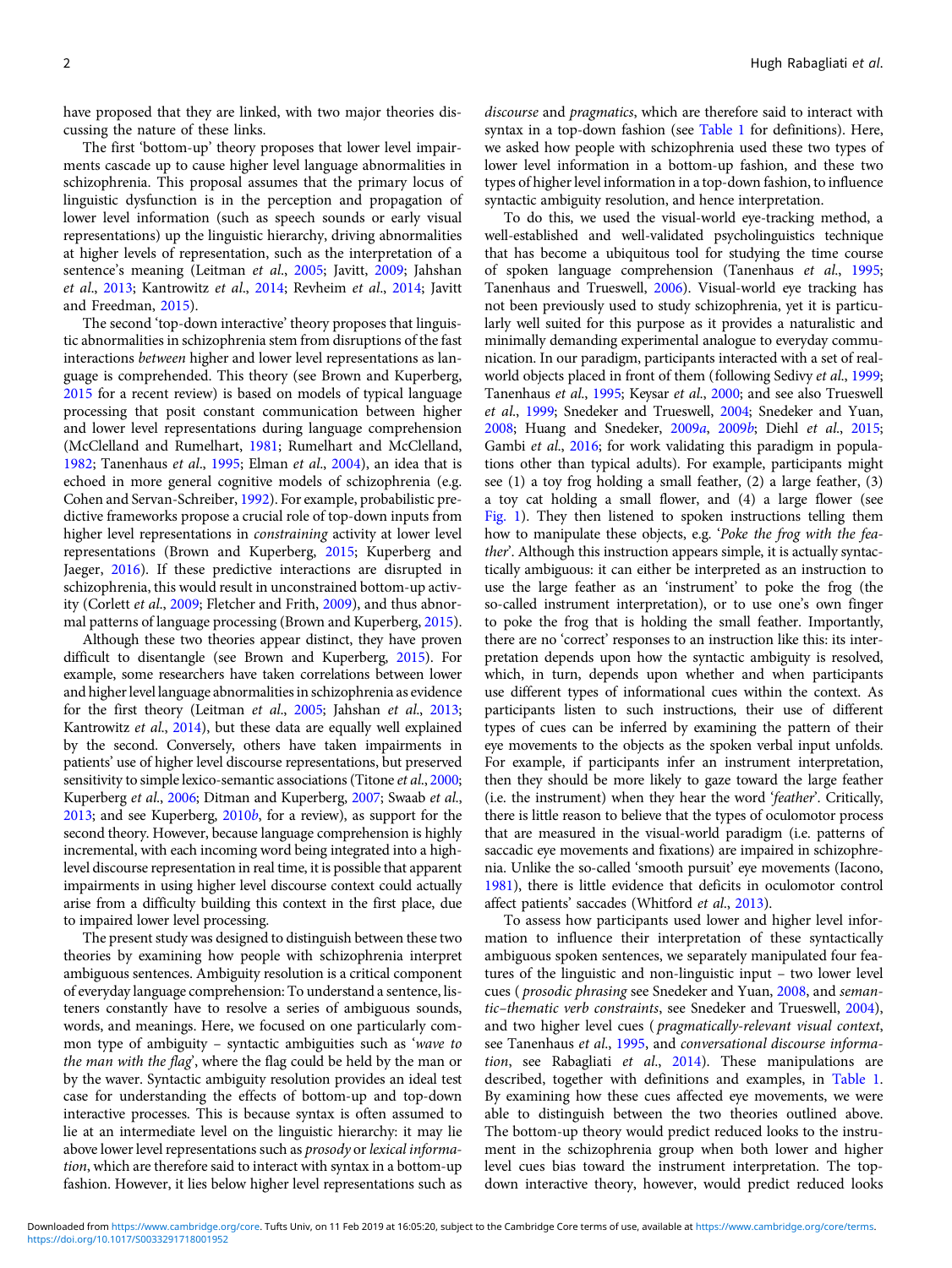have proposed that they are linked, with two major theories discussing the nature of these links.

The first 'bottom-up' theory proposes that lower level impairments cascade up to cause higher level language abnormalities in schizophrenia. This proposal assumes that the primary locus of linguistic dysfunction is in the perception and propagation of lower level information (such as speech sounds or early visual representations) up the linguistic hierarchy, driving abnormalities at higher levels of representation, such as the interpretation of a sentence's meaning (Leitman *et al*., 2005; Javitt, 2009; Jahshan *et al*., 2013; Kantrowitz *et al*., 2014; Revheim *et al*., 2014; Javitt and Freedman, 2015).

The second 'top-down interactive' theory proposes that linguistic abnormalities in schizophrenia stem from disruptions of the fast interactions *between* higher and lower level representations as language is comprehended. This theory (see Brown and Kuperberg, 2015 for a recent review) is based on models of typical language processing that posit constant communication between higher and lower level representations during language comprehension (McClelland and Rumelhart, 1981; Rumelhart and McClelland, 1982; Tanenhaus *et al*., 1995; Elman *et al*., 2004), an idea that is echoed in more general cognitive models of schizophrenia (e.g. Cohen and Servan-Schreiber, 1992). For example, probabilistic predictive frameworks propose a crucial role of top-down inputs from higher level representations in *constraining* activity at lower level representations (Brown and Kuperberg, 2015; Kuperberg and Jaeger, 2016). If these predictive interactions are disrupted in schizophrenia, this would result in unconstrained bottom-up activity (Corlett *et al*., 2009; Fletcher and Frith, 2009), and thus abnormal patterns of language processing (Brown and Kuperberg, 2015).

Although these two theories appear distinct, they have proven difficult to disentangle (see Brown and Kuperberg, 2015). For example, some researchers have taken correlations between lower and higher level language abnormalities in schizophrenia as evidence for the first theory (Leitman *et al*., 2005; Jahshan *et al*., 2013; Kantrowitz *et al*., 2014), but these data are equally well explained by the second. Conversely, others have taken impairments in patients' use of higher level discourse representations, but preserved sensitivity to simple lexico-semantic associations (Titone *et al*., 2000; Kuperberg *et al*., 2006; Ditman and Kuperberg, 2007; Swaab *et al*., 2013; and see Kuperberg, 2010*b*, for a review), as support for the second theory. However, because language comprehension is highly incremental, with each incoming word being integrated into a high-level discourse representation in real time, it is possible that apparent impairments in using higher level discourse context could actually arise from a difficulty building this context in the first place, due to impaired lower level processing.

The present study was designed to distinguish between these two theories by examining how people with schizophrenia interpret ambiguous sentences. Ambiguity resolution is a critical component of everyday language comprehension: To understand a sentence, listeners constantly have to resolve a series of ambiguous sounds, words, and meanings. Here, we focused on one particularly common type of ambiguity – syntactic ambiguities such as '*wave to the man with the flag*', where the flag could be held by the man or by the waver. Syntactic ambiguity resolution provides an ideal test case for understanding the effects of bottom-up and top-down interactive processes. This is because syntax is often assumed to lie at an intermediate level on the linguistic hierarchy: it may lie above lower level representations such as *prosody* or *lexical information*, which are therefore said to interact with syntax in a bottom-up fashion. However, it lies below higher level representations such as *discourse* and *pragmatics*, which are therefore said to interact with syntax in a top-down fashion (see Table 1 for definitions). Here, we asked how people with schizophrenia used these two types of lower level information in a bottom-up fashion, and these two types of higher level information in a top-down fashion, to influence syntactic ambiguity resolution, and hence interpretation.

To do this, we used the visual-world eye-tracking method, a well-established and well-validated psycholinguistics technique that has become a ubiquitous tool for studying the time course of spoken language comprehension (Tanenhaus *et al*., 1995; Tanenhaus and Trueswell, 2006). Visual-world eye tracking has not been previously used to study schizophrenia, yet it is particularly well suited for this purpose as it provides a naturalistic and minimally demanding experimental analogue to everyday communication. In our paradigm, participants interacted with a set of real-world objects placed in front of them (following Sedivy *et al*., 1999; Tanenhaus *et al*., 1995; Keysar *et al*., 2000; and see also Trueswell *et al*., 1999; Snedeker and Trueswell, 2004; Snedeker and Yuan, 2008; Huang and Snedeker, 2009*a*, 2009*b*; Diehl *et al*., 2015; Gambi *et al*., 2016; for work validating this paradigm in populations other than typical adults). For example, participants might see (1) a toy frog holding a small feather, (2) a large feather, (3) a toy cat holding a small flower, and (4) a large flower (see Fig. 1). They then listened to spoken instructions telling them how to manipulate these objects, e.g. '*Poke the frog with the feather*'. Although this instruction appears simple, it is actually syntactically ambiguous: it can either be interpreted as an instruction to use the large feather as an 'instrument' to poke the frog (the so-called instrument interpretation), or to use one's own finger to poke the frog that is holding the small feather. Importantly, there are no 'correct' responses to an instruction like this: its interpretation depends upon how the syntactic ambiguity is resolved, which, in turn, depends upon whether and when participants use different types of informational cues within the context. As participants listen to such instructions, their use of different types of cues can be inferred by examining the pattern of their eye movements to the objects as the spoken verbal input unfolds. For example, if participants infer an instrument interpretation, then they should be more likely to gaze toward the large feather (i.e. the instrument) when they hear the word '*feather*'. Critically, there is little reason to believe that the types of oculomotor process that are measured in the visual-world paradigm (i.e. patterns of saccadic eye movements and fixations) are impaired in schizophrenia. Unlike the so-called 'smooth pursuit' eye movements (Iacono, 1981), there is little evidence that deficits in oculomotor control affect patients' saccades (Whitford *et al*., 2013).

To assess how participants used lower and higher level information to influence their interpretation of these syntactically ambiguous spoken sentences, we separately manipulated four features of the linguistic and non-linguistic input – two lower level cues (*prosodic phrasing* see Snedeker and Yuan, 2008, and *semantic–thematic verb constraints*, see Snedeker and Trueswell, 2004), and two higher level cues (*pragmatically-relevant visual context*, see Tanenhaus *et al*., 1995, and *conversational discourse information*, see Rabagliati *et al*., 2014). These manipulations are described, together with definitions and examples, in Table 1. By examining how these cues affected eye movements, we were able to distinguish between the two theories outlined above. The bottom-up theory would predict reduced looks to the instrument in the schizophrenia group when both lower and higher level cues bias toward the instrument interpretation. The top-down interactive theory, however, would predict reduced looks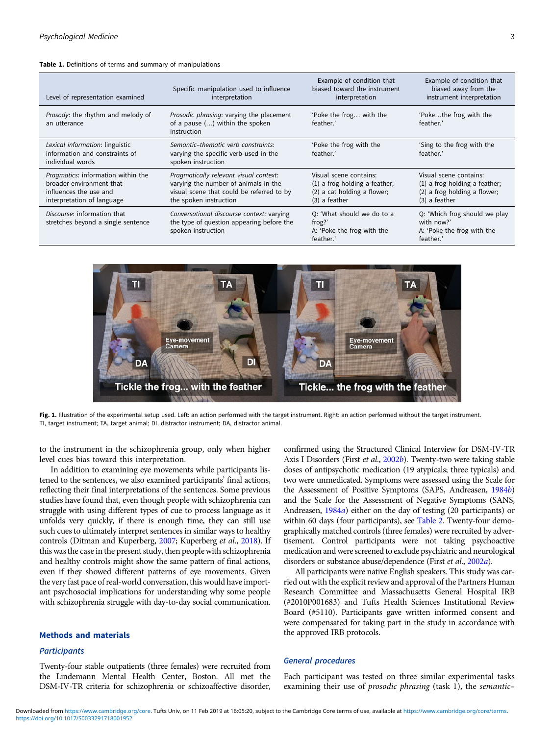**Table 1.** Definitions of terms and summary of manipulations

| Level of representation examined | Specific manipulation used to influence interpretation | Example of condition that biased toward the instrument interpretation | Example of condition that biased away from the instrument interpretation |
|---|---|---|---|
| *Prosody*: the rhythm and melody of an utterance | *Prosodic phrasing*: varying the placement of a pause (…) within the spoken instruction | 'Poke the frog… with the feather.' | 'Poke…the frog with the feather.' |
| *Lexical information*: linguistic information and constraints of individual words | *Semantic–thematic verb constraints*: varying the specific verb used in the spoken instruction | 'Poke the frog with the feather.' | 'Sing to the frog with the feather.' |
| *Pragmatics*: information within the broader environment that influences the use and interpretation of language | *Pragmatically relevant visual context*: varying the number of animals in the visual scene that could be referred to by the spoken instruction | Visual scene contains: (1) a frog holding a feather; (2) a cat holding a flower; (3) a feather | Visual scene contains: (1) a frog holding a feather; (2) a frog holding a flower; (3) a feather |
| *Discourse*: information that stretches beyond a single sentence | *Conversational discourse context*: varying the type of question appearing before the spoken instruction | Q: 'What should we do to a frog?' A: 'Poke the frog with the feather.' | Q: 'Which frog should we play with now?' A: 'Poke the frog with the feather.' |

**Fig. 1.** Illustration of the experimental setup used. Left: an action performed with the target instrument. Right: an action performed without the target instrument. TI, target instrument; TA, target animal; DI, distractor instrument; DA, distractor animal.

to the instrument in the schizophrenia group, only when higher level cues bias toward this interpretation.

In addition to examining eye movements while participants listened to the sentences, we also examined participants' final actions, reflecting their final interpretations of the sentences. Some previous studies have found that, even though people with schizophrenia can struggle with using different types of cue to process language as it unfolds very quickly, if there is enough time, they can still use such cues to ultimately interpret sentences in similar ways to healthy controls (Ditman and Kuperberg, 2007; Kuperberg *et al.*, 2018). If this was the case in the present study, then people with schizophrenia and healthy controls might show the same pattern of final actions, even if they showed different patterns of eye movements. Given the very fast pace of real-world conversation, this would have important psychosocial implications for understanding why some people with schizophrenia struggle with day-to-day social communication.

## Methods and materials

### Participants

Twenty-four stable outpatients (three females) were recruited from the Lindemann Mental Health Center, Boston. All met the DSM-IV-TR criteria for schizophrenia or schizoaffective disorder, confirmed using the Structured Clinical Interview for DSM-IV-TR Axis I Disorders (First *et al.*, 2002*b*). Twenty-two were taking stable doses of antipsychotic medication (19 atypicals; three typicals) and two were unmedicated. Symptoms were assessed using the Scale for the Assessment of Positive Symptoms (SAPS, Andreasen, 1984*b*) and the Scale for the Assessment of Negative Symptoms (SANS, Andreasen, 1984*a*) either on the day of testing (20 participants) or within 60 days (four participants), see Table 2. Twenty-four demographically matched controls (three females) were recruited by advertisement. Control participants were not taking psychoactive medication and were screened to exclude psychiatric and neurological disorders or substance abuse/dependence (First *et al.*, 2002*a*).

All participants were native English speakers. This study was carried out with the explicit review and approval of the Partners Human Research Committee and Massachusetts General Hospital IRB (#2010P001683) and Tufts Health Sciences Institutional Review Board (#5110). Participants gave written informed consent and were compensated for taking part in the study in accordance with the approved IRB protocols.

### General procedures

Each participant was tested on three similar experimental tasks examining their use of *prosodic phrasing* (task 1), the *semantic–*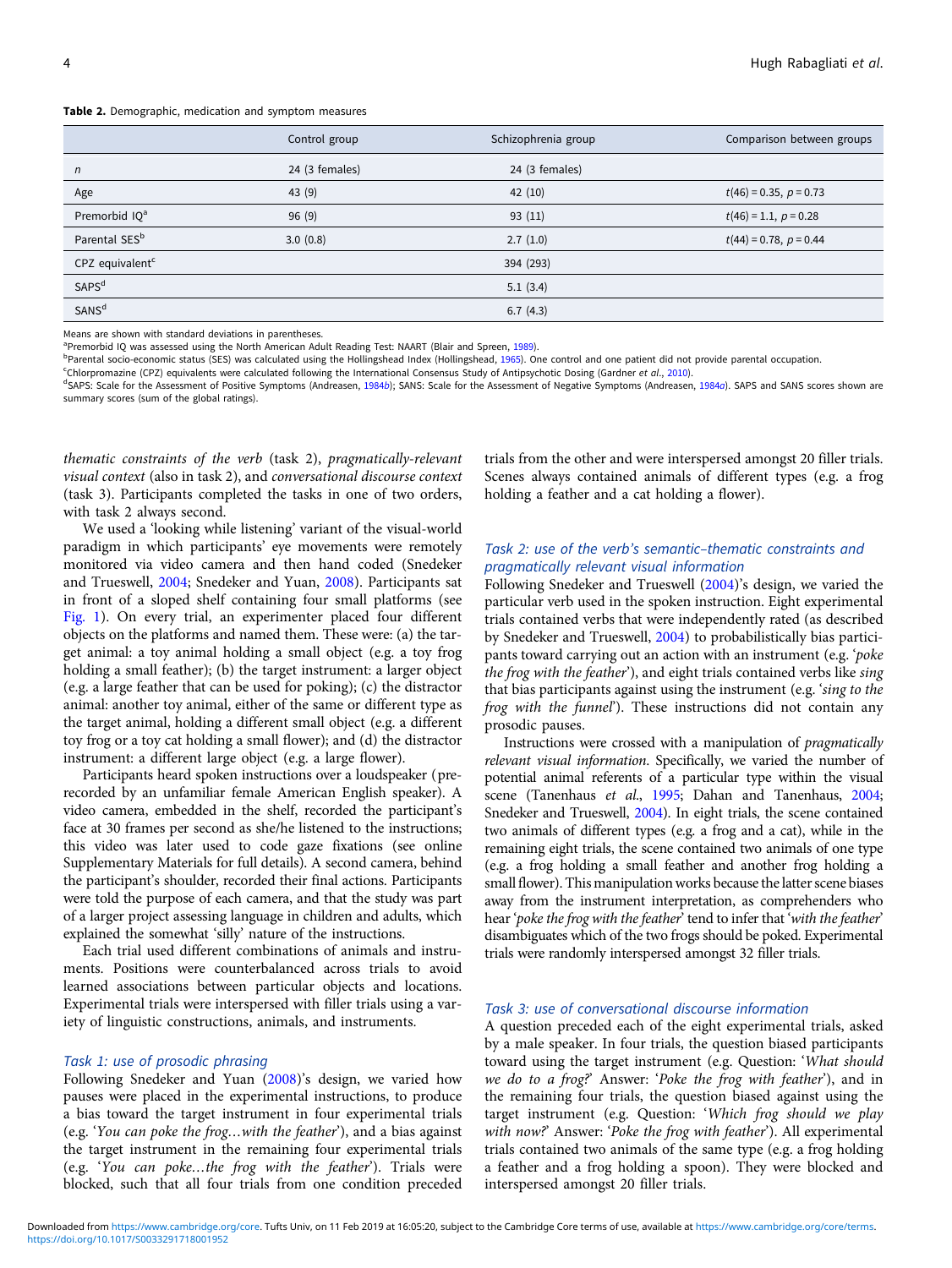**Table 2.** Demographic, medication and symptom measures

| | Control group | Schizophrenia group | Comparison between groups |
|---|---|---|---|
| *n* | 24 (3 females) | 24 (3 females) | |
| Age | 43 (9) | 42 (10) | $t(46) = 0.35$, $p = 0.73$ |
| Premorbid IQ[a] | 96 (9) | 93 (11) | $t(46) = 1.1$, $p = 0.28$ |
| Parental SES[b] | 3.0 (0.8) | 2.7 (1.0) | $t(44) = 0.78$, $p = 0.44$ |
| CPZ equivalent[c] | | 394 (293) | |
| SAPS[d] | | 5.1 (3.4) | |
| SANS[d] | | 6.7 (4.3) | |

Means are shown with standard deviations in parentheses.
[a]Premorbid IQ was assessed using the North American Adult Reading Test: NAART (Blair and Spreen, 1989).
[b]Parental socio-economic status (SES) was calculated using the Hollingshead Index (Hollingshead, 1965). One control and one patient did not provide parental occupation.
[c]Chlorpromazine (CPZ) equivalents were calculated following the International Consensus Study of Antipsychotic Dosing (Gardner *et al*., 2010).
[d]SAPS: Scale for the Assessment of Positive Symptoms (Andreasen, 1984*b*); SANS: Scale for the Assessment of Negative Symptoms (Andreasen, 1984*a*). SAPS and SANS scores shown are summary scores (sum of the global ratings).

*thematic constraints of the verb* (task 2), *pragmatically-relevant visual context* (also in task 2), and *conversational discourse context* (task 3). Participants completed the tasks in one of two orders, with task 2 always second.

We used a 'looking while listening' variant of the visual-world paradigm in which participants' eye movements were remotely monitored via video camera and then hand coded (Snedeker and Trueswell, 2004; Snedeker and Yuan, 2008). Participants sat in front of a sloped shelf containing four small platforms (see Fig. 1). On every trial, an experimenter placed four different objects on the platforms and named them. These were: (a) the target animal: a toy animal holding a small object (e.g. a toy frog holding a small feather); (b) the target instrument: a larger object (e.g. a large feather that can be used for poking); (c) the distractor animal: another toy animal, either of the same or different type as the target animal, holding a different small object (e.g. a different toy frog or a toy cat holding a small flower); and (d) the distractor instrument: a different large object (e.g. a large flower).

Participants heard spoken instructions over a loudspeaker (pre-recorded by an unfamiliar female American English speaker). A video camera, embedded in the shelf, recorded the participant's face at 30 frames per second as she/he listened to the instructions; this video was later used to code gaze fixations (see online Supplementary Materials for full details). A second camera, behind the participant's shoulder, recorded their final actions. Participants were told the purpose of each camera, and that the study was part of a larger project assessing language in children and adults, which explained the somewhat 'silly' nature of the instructions.

Each trial used different combinations of animals and instruments. Positions were counterbalanced across trials to avoid learned associations between particular objects and locations. Experimental trials were interspersed with filler trials using a variety of linguistic constructions, animals, and instruments.

### Task 1: use of prosodic phrasing

Following Snedeker and Yuan (2008)'s design, we varied how pauses were placed in the experimental instructions, to produce a bias toward the target instrument in four experimental trials (e.g. '*You can poke the frog…with the feather*'), and a bias against the target instrument in the remaining four experimental trials (e.g. '*You can poke…the frog with the feather*'). Trials were blocked, such that all four trials from one condition preceded trials from the other and were interspersed amongst 20 filler trials. Scenes always contained animals of different types (e.g. a frog holding a feather and a cat holding a flower).

### Task 2: use of the verb's semantic–thematic constraints and pragmatically relevant visual information

Following Snedeker and Trueswell (2004)'s design, we varied the particular verb used in the spoken instruction. Eight experimental trials contained verbs that were independently rated (as described by Snedeker and Trueswell, 2004) to probabilistically bias participants toward carrying out an action with an instrument (e.g. '*poke the frog with the feather*'), and eight trials contained verbs like *sing* that bias participants against using the instrument (e.g. '*sing to the frog with the funnel*'). These instructions did not contain any prosodic pauses.

Instructions were crossed with a manipulation of *pragmatically relevant visual information*. Specifically, we varied the number of potential animal referents of a particular type within the visual scene (Tanenhaus *et al*., 1995; Dahan and Tanenhaus, 2004; Snedeker and Trueswell, 2004). In eight trials, the scene contained two animals of different types (e.g. a frog and a cat), while in the remaining eight trials, the scene contained two animals of one type (e.g. a frog holding a small feather and another frog holding a small flower). This manipulation works because the latter scene biases away from the instrument interpretation, as comprehenders who hear '*poke the frog with the feather*' tend to infer that '*with the feather*' disambiguates which of the two frogs should be poked. Experimental trials were randomly interspersed amongst 32 filler trials.

### Task 3: use of conversational discourse information

A question preceded each of the eight experimental trials, asked by a male speaker. In four trials, the question biased participants toward using the target instrument (e.g. Question: '*What should we do to a frog?*' Answer: '*Poke the frog with feather*'), and in the remaining four trials, the question biased against using the target instrument (e.g. Question: '*Which frog should we play with now?*' Answer: '*Poke the frog with feather*'). All experimental trials contained two animals of the same type (e.g. a frog holding a feather and a frog holding a spoon). They were blocked and interspersed amongst 20 filler trials.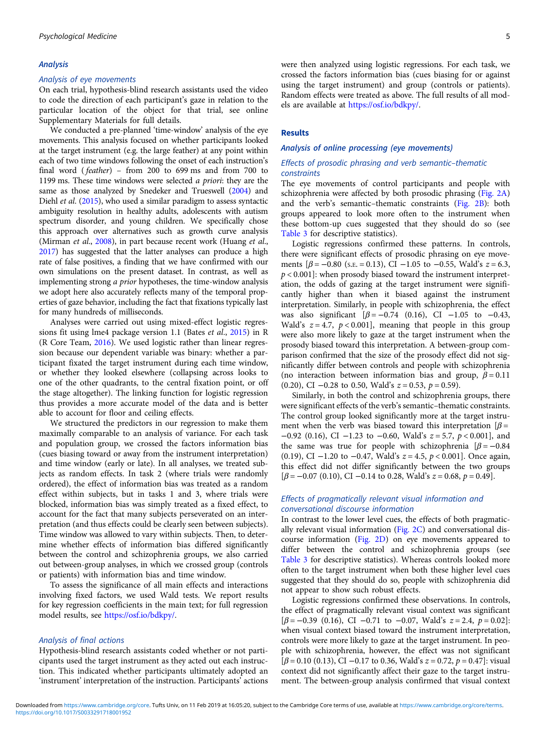### Analysis

#### Analysis of eye movements

On each trial, hypothesis-blind research assistants used the video to code the direction of each participant's gaze in relation to the particular location of the object for that trial, see online Supplementary Materials for full details.

We conducted a pre-planned 'time-window' analysis of the eye movements. This analysis focused on whether participants looked at the target instrument (e.g. the large feather) at any point within each of two time windows following the onset of each instruction's final word (*feather*) – from 200 to 699 ms and from 700 to 1199 ms. These time windows were selected *a priori*: they are the same as those analyzed by Snedeker and Trueswell (2004) and Diehl *et al.* (2015), who used a similar paradigm to assess syntactic ambiguity resolution in healthy adults, adolescents with autism spectrum disorder, and young children. We specifically chose this approach over alternatives such as growth curve analysis (Mirman *et al.*, 2008), in part because recent work (Huang *et al.*, 2017) has suggested that the latter analyses can produce a high rate of false positives, a finding that we have confirmed with our own simulations on the present dataset. In contrast, as well as implementing strong *a prior* hypotheses, the time-window analysis we adopt here also accurately reflects many of the temporal properties of gaze behavior, including the fact that fixations typically last for many hundreds of milliseconds.

Analyses were carried out using mixed-effect logistic regressions fit using lme4 package version 1.1 (Bates *et al.*, 2015) in R (R Core Team, 2016). We used logistic rather than linear regression because our dependent variable was binary: whether a participant fixated the target instrument during each time window, or whether they looked elsewhere (collapsing across looks to one of the other quadrants, to the central fixation point, or off the stage altogether). The linking function for logistic regression thus provides a more accurate model of the data and is better able to account for floor and ceiling effects.

We structured the predictors in our regression to make them maximally comparable to an analysis of variance. For each task and population group, we crossed the factors information bias (cues biasing toward or away from the instrument interpretation) and time window (early or late). In all analyses, we treated subjects as random effects. In task 2 (where trials were randomly ordered), the effect of information bias was treated as a random effect within subjects, but in tasks 1 and 3, where trials were blocked, information bias was simply treated as a fixed effect, to account for the fact that many subjects perseverated on an interpretation (and thus effects could be clearly seen between subjects). Time window was allowed to vary within subjects. Then, to determine whether effects of information bias differed significantly between the control and schizophrenia groups, we also carried out between-group analyses, in which we crossed group (controls or patients) with information bias and time window.

To assess the significance of all main effects and interactions involving fixed factors, we used Wald tests. We report results for key regression coefficients in the main text; for full regression model results, see https://osf.io/bdkpy/.

#### Analysis of final actions

Hypothesis-blind research assistants coded whether or not participants used the target instrument as they acted out each instruction. This indicated whether participants ultimately adopted an 'instrument' interpretation of the instruction. Participants' actions were then analyzed using logistic regressions. For each task, we crossed the factors information bias (cues biasing for or against using the target instrument) and group (controls or patients). Random effects were treated as above. The full results of all models are available at https://osf.io/bdkpy/.

### Results

#### Analysis of online processing (eye movements)

##### Effects of prosodic phrasing and verb semantic–thematic constraints

The eye movements of control participants and people with schizophrenia were affected by both prosodic phrasing (Fig. 2A) and the verb's semantic–thematic constraints (Fig. 2B): both groups appeared to look more often to the instrument when these bottom-up cues suggested that they should do so (see Table 3 for descriptive statistics).

Logistic regressions confirmed these patterns. In controls, there were significant effects of prosodic phrasing on eye movements [$\beta = -0.80$ (S.E. = 0.13), CI −1.05 to −0.55, Wald's $z = 6.3$, $p < 0.001$]: when prosody biased toward the instrument interpretation, the odds of gazing at the target instrument were significantly higher than when it biased against the instrument interpretation. Similarly, in people with schizophrenia, the effect was also significant [$\beta = -0.74$ (0.16), CI −1.05 to −0.43, Wald's $z = 4.7$, $p < 0.001$], meaning that people in this group were also more likely to gaze at the target instrument when the prosody biased toward this interpretation. A between-group comparison confirmed that the size of the prosody effect did not significantly differ between controls and people with schizophrenia (no interaction between information bias and group, $\beta = 0.11$ (0.20), CI −0.28 to 0.50, Wald's $z = 0.53$, $p = 0.59$).

Similarly, in both the control and schizophrenia groups, there were significant effects of the verb's semantic–thematic constraints. The control group looked significantly more at the target instrument when the verb was biased toward this interpretation [$\beta = -0.92$ (0.16), CI −1.23 to −0.60, Wald's $z = 5.7$, $p < 0.001$], and the same was true for people with schizophrenia [$\beta = -0.84$ (0.19), CI −1.20 to −0.47, Wald's $z = 4.5$, $p < 0.001$]. Once again, this effect did not differ significantly between the two groups [$\beta = -0.07$ (0.10), CI −0.14 to 0.28, Wald's $z = 0.68$, $p = 0.49$].

##### Effects of pragmatically relevant visual information and conversational discourse information

In contrast to the lower level cues, the effects of both pragmatically relevant visual information (Fig. 2C) and conversational discourse information (Fig. 2D) on eye movements appeared to differ between the control and schizophrenia groups (see Table 3 for descriptive statistics). Whereas controls looked more often to the target instrument when both these higher level cues suggested that they should do so, people with schizophrenia did not appear to show such robust effects.

Logistic regressions confirmed these observations. In controls, the effect of pragmatically relevant visual context was significant [$\beta = -0.39$ (0.16), CI −0.71 to −0.07, Wald's $z = 2.4$, $p = 0.02$]: when visual context biased toward the instrument interpretation, controls were more likely to gaze at the target instrument. In people with schizophrenia, however, the effect was not significant [$\beta = 0.10$ (0.13), CI −0.17 to 0.36, Wald's $z = 0.72$, $p = 0.47$]: visual context did not significantly affect their gaze to the target instrument. The between-group analysis confirmed that visual context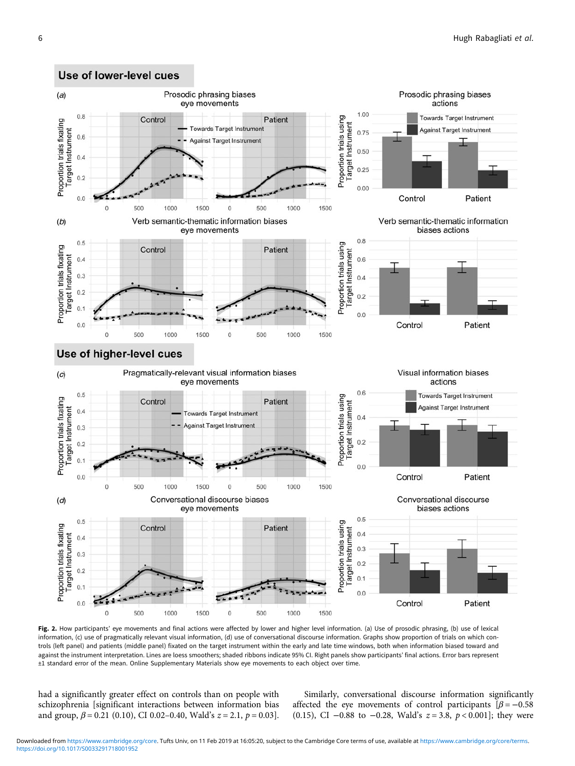**Fig. 2.** How participants' eye movements and final actions were affected by lower and higher level information. (a) Use of prosodic phrasing, (b) use of lexical information, (c) use of pragmatically relevant visual information, (d) use of conversational discourse information. Graphs show proportion of trials on which controls (left panel) and patients (middle panel) fixated on the target instrument within the early and late time windows, both when information biased toward and against the instrument interpretation. Lines are loess smoothers; shaded ribbons indicate 95% CI. Right panels show participants' final actions. Error bars represent ±1 standard error of the mean. Online Supplementary Materials show eye movements to each object over time.

had a significantly greater effect on controls than on people with schizophrenia [significant interactions between information bias and group, $\beta = 0.21$ (0.10), CI 0.02–0.40, Wald's $z = 2.1$, $p = 0.03$].

Similarly, conversational discourse information significantly affected the eye movements of control participants [$\beta = -0.58$ (0.15), CI $-0.88$ to $-0.28$, Wald's $z = 3.8$, $p < 0.001$]; they were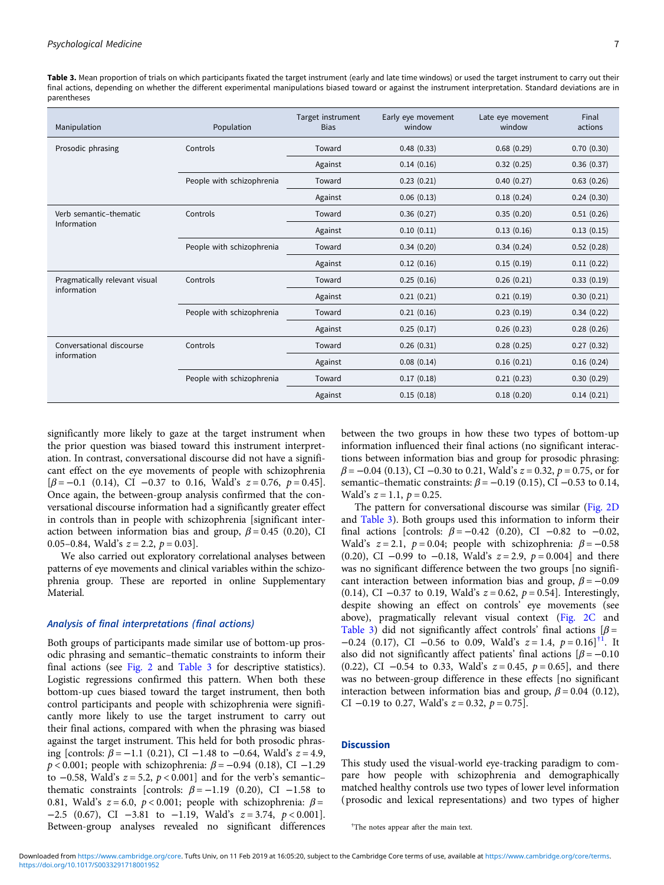**Table 3.** Mean proportion of trials on which participants fixated the target instrument (early and late time windows) or used the target instrument to carry out their final actions, depending on whether the different experimental manipulations biased toward or against the instrument interpretation. Standard deviations are in parentheses

| Manipulation | Population | Target instrument Bias | Early eye movement window | Late eye movement window | Final actions |
|---|---|---|---|---|---|
| Prosodic phrasing | Controls | Toward | 0.48 (0.33) | 0.68 (0.29) | 0.70 (0.30) |
| | | Against | 0.14 (0.16) | 0.32 (0.25) | 0.36 (0.37) |
| | People with schizophrenia | Toward | 0.23 (0.21) | 0.40 (0.27) | 0.63 (0.26) |
| | | Against | 0.06 (0.13) | 0.18 (0.24) | 0.24 (0.30) |
| Verb semantic–thematic Information | Controls | Toward | 0.36 (0.27) | 0.35 (0.20) | 0.51 (0.26) |
| | | Against | 0.10 (0.11) | 0.13 (0.16) | 0.13 (0.15) |
| | People with schizophrenia | Toward | 0.34 (0.20) | 0.34 (0.24) | 0.52 (0.28) |
| | | Against | 0.12 (0.16) | 0.15 (0.19) | 0.11 (0.22) |
| Pragmatically relevant visual information | Controls | Toward | 0.25 (0.16) | 0.26 (0.21) | 0.33 (0.19) |
| | | Against | 0.21 (0.21) | 0.21 (0.19) | 0.30 (0.21) |
| | People with schizophrenia | Toward | 0.21 (0.16) | 0.23 (0.19) | 0.34 (0.22) |
| | | Against | 0.25 (0.17) | 0.26 (0.23) | 0.28 (0.26) |
| Conversational discourse information | Controls | Toward | 0.26 (0.31) | 0.28 (0.25) | 0.27 (0.32) |
| | | Against | 0.08 (0.14) | 0.16 (0.21) | 0.16 (0.24) |
| | People with schizophrenia | Toward | 0.17 (0.18) | 0.21 (0.23) | 0.30 (0.29) |
| | | Against | 0.15 (0.18) | 0.18 (0.20) | 0.14 (0.21) |

significantly more likely to gaze at the target instrument when the prior question was biased toward this instrument interpretation. In contrast, conversational discourse did not have a significant effect on the eye movements of people with schizophrenia [$\beta = -0.1$ (0.14), CI −0.37 to 0.16, Wald's $z = 0.76$, $p = 0.45$]. Once again, the between-group analysis confirmed that the conversational discourse information had a significantly greater effect in controls than in people with schizophrenia [significant interaction between information bias and group, $\beta = 0.45$ (0.20), CI 0.05–0.84, Wald's $z = 2.2$, $p = 0.03$].

We also carried out exploratory correlational analyses between patterns of eye movements and clinical variables within the schizophrenia group. These are reported in online Supplementary Material.

### *Analysis of final interpretations (final actions)*

Both groups of participants made similar use of bottom-up prosodic phrasing and semantic–thematic constraints to inform their final actions (see Fig. 2 and Table 3 for descriptive statistics). Logistic regressions confirmed this pattern. When both these bottom-up cues biased toward the target instrument, then both control participants and people with schizophrenia were significantly more likely to use the target instrument to carry out their final actions, compared with when the phrasing was biased against the target instrument. This held for both prosodic phrasing [controls: $\beta = -1.1$ (0.21), CI −1.48 to −0.64, Wald's $z = 4.9$, $p < 0.001$; people with schizophrenia: $\beta = -0.94$ (0.18), CI −1.29 to −0.58, Wald's $z = 5.2$, $p < 0.001$] and for the verb's semantic–thematic constraints [controls: $\beta = -1.19$ (0.20), CI −1.58 to 0.81, Wald's $z = 6.0$, $p < 0.001$; people with schizophrenia: $\beta = -2.5$ (0.67), CI −3.81 to −1.19, Wald's $z = 3.74$, $p < 0.001$]. Between-group analyses revealed no significant differences between the two groups in how these two types of bottom-up information influenced their final actions (no significant interactions between information bias and group for prosodic phrasing: $\beta = -0.04$ (0.13), CI −0.30 to 0.21, Wald's $z = 0.32$, $p = 0.75$, or for semantic–thematic constraints: $\beta = -0.19$ (0.15), CI −0.53 to 0.14, Wald's $z = 1.1$, $p = 0.25$.

The pattern for conversational discourse was similar (Fig. 2D and Table 3). Both groups used this information to inform their final actions [controls: $\beta = -0.42$ (0.20), CI −0.82 to −0.02, Wald's $z = 2.1$, $p = 0.04$; people with schizophrenia: $\beta = -0.58$ (0.20), CI −0.99 to −0.18, Wald's $z = 2.9$, $p = 0.004$] and there was no significant difference between the two groups [no significant interaction between information bias and group, $\beta = -0.09$ (0.14), CI −0.37 to 0.19, Wald's $z = 0.62$, $p = 0.54$]. Interestingly, despite showing an effect on controls' eye movements (see above), pragmatically relevant visual context (Fig. 2C and Table 3) did not significantly affect controls' final actions [$\beta = -0.24$ (0.17), CI −0.56 to 0.09, Wald's $z = 1.4$, $p = 0.16$][†1]. It also did not significantly affect patients' final actions [$\beta = -0.10$ (0.22), CI −0.54 to 0.33, Wald's $z = 0.45$, $p = 0.65$], and there was no between-group difference in these effects [no significant interaction between information bias and group, $\beta = 0.04$ (0.12), CI −0.19 to 0.27, Wald's $z = 0.32$, $p = 0.75$].

## Discussion

This study used the visual-world eye-tracking paradigm to compare how people with schizophrenia and demographically matched healthy controls use two types of lower level information (prosodic and lexical representations) and two types of higher

[†]The notes appear after the main text.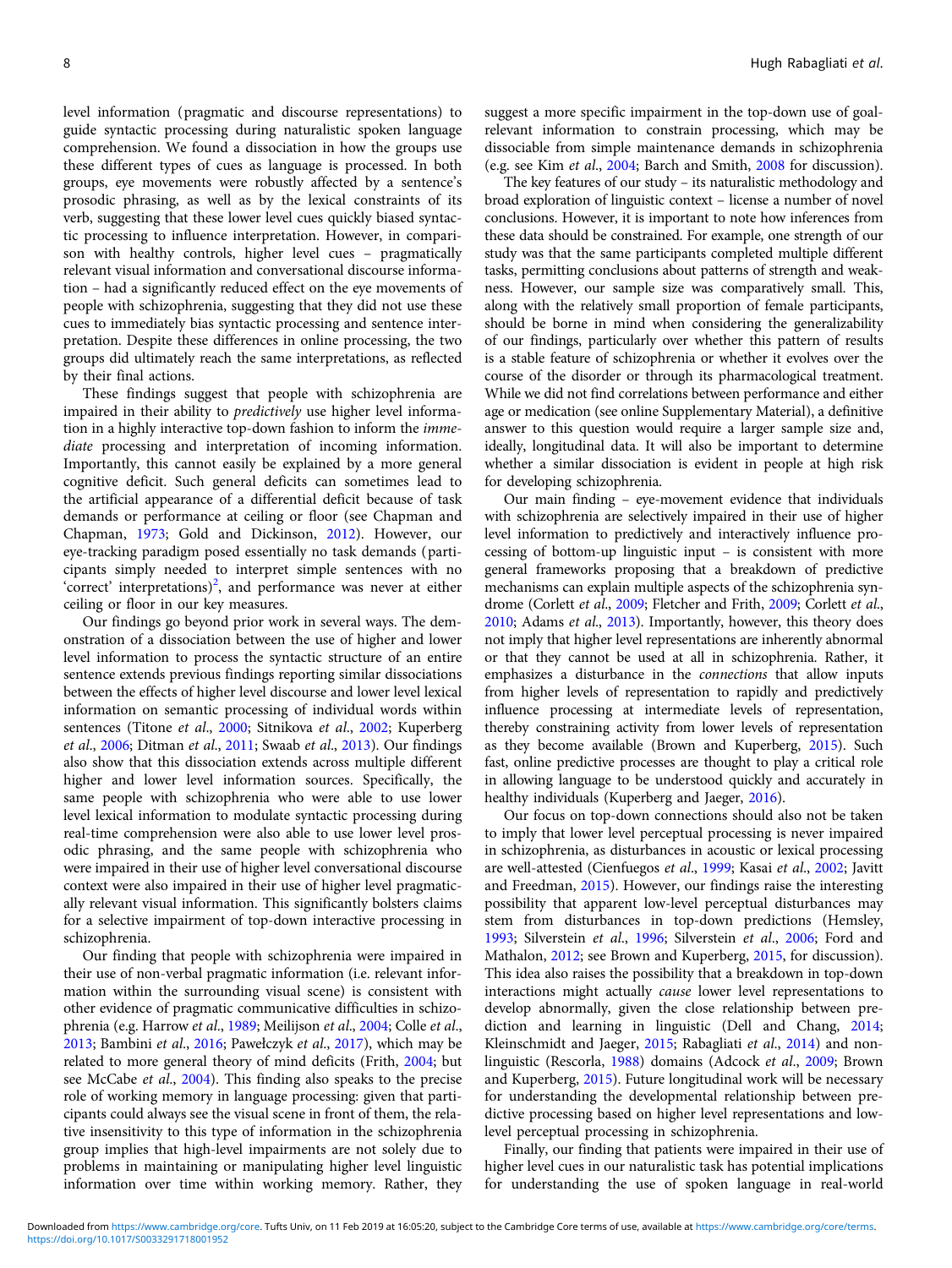level information (pragmatic and discourse representations) to guide syntactic processing during naturalistic spoken language comprehension. We found a dissociation in how the groups use these different types of cues as language is processed. In both groups, eye movements were robustly affected by a sentence's prosodic phrasing, as well as by the lexical constraints of its verb, suggesting that these lower level cues quickly biased syntactic processing to influence interpretation. However, in comparison with healthy controls, higher level cues – pragmatically relevant visual information and conversational discourse information – had a significantly reduced effect on the eye movements of people with schizophrenia, suggesting that they did not use these cues to immediately bias syntactic processing and sentence interpretation. Despite these differences in online processing, the two groups did ultimately reach the same interpretations, as reflected by their final actions.

These findings suggest that people with schizophrenia are impaired in their ability to *predictively* use higher level information in a highly interactive top-down fashion to inform the *immediate* processing and interpretation of incoming information. Importantly, this cannot easily be explained by a more general cognitive deficit. Such general deficits can sometimes lead to the artificial appearance of a differential deficit because of task demands or performance at ceiling or floor (see Chapman and Chapman, 1973; Gold and Dickinson, 2012). However, our eye-tracking paradigm posed essentially no task demands (participants simply needed to interpret simple sentences with no 'correct' interpretations)[2], and performance was never at either ceiling or floor in our key measures.

Our findings go beyond prior work in several ways. The demonstration of a dissociation between the use of higher and lower level information to process the syntactic structure of an entire sentence extends previous findings reporting similar dissociations between the effects of higher level discourse and lower level lexical information on semantic processing of individual words within sentences (Titone *et al*., 2000; Sitnikova *et al*., 2002; Kuperberg *et al*., 2006; Ditman *et al*., 2011; Swaab *et al*., 2013). Our findings also show that this dissociation extends across multiple different higher and lower level information sources. Specifically, the same people with schizophrenia who were able to use lower level lexical information to modulate syntactic processing during real-time comprehension were also able to use lower level prosodic phrasing, and the same people with schizophrenia who were impaired in their use of higher level conversational discourse context were also impaired in their use of higher level pragmatically relevant visual information. This significantly bolsters claims for a selective impairment of top-down interactive processing in schizophrenia.

Our finding that people with schizophrenia were impaired in their use of non-verbal pragmatic information (i.e. relevant information within the surrounding visual scene) is consistent with other evidence of pragmatic communicative difficulties in schizophrenia (e.g. Harrow *et al*., 1989; Meilijson *et al*., 2004; Colle *et al*., 2013; Bambini *et al*., 2016; Pawełczyk *et al*., 2017), which may be related to more general theory of mind deficits (Frith, 2004; but see McCabe *et al*., 2004). This finding also speaks to the precise role of working memory in language processing: given that participants could always see the visual scene in front of them, the relative insensitivity to this type of information in the schizophrenia group implies that high-level impairments are not solely due to problems in maintaining or manipulating higher level linguistic information over time within working memory. Rather, they suggest a more specific impairment in the top-down use of goal-relevant information to constrain processing, which may be dissociable from simple maintenance demands in schizophrenia (e.g. see Kim *et al*., 2004; Barch and Smith, 2008 for discussion).

The key features of our study – its naturalistic methodology and broad exploration of linguistic context – license a number of novel conclusions. However, it is important to note how inferences from these data should be constrained. For example, one strength of our study was that the same participants completed multiple different tasks, permitting conclusions about patterns of strength and weakness. However, our sample size was comparatively small. This, along with the relatively small proportion of female participants, should be borne in mind when considering the generalizability of our findings, particularly over whether this pattern of results is a stable feature of schizophrenia or whether it evolves over the course of the disorder or through its pharmacological treatment. While we did not find correlations between performance and either age or medication (see online Supplementary Material), a definitive answer to this question would require a larger sample size and, ideally, longitudinal data. It will also be important to determine whether a similar dissociation is evident in people at high risk for developing schizophrenia.

Our main finding – eye-movement evidence that individuals with schizophrenia are selectively impaired in their use of higher level information to predictively and interactively influence processing of bottom-up linguistic input – is consistent with more general frameworks proposing that a breakdown of predictive mechanisms can explain multiple aspects of the schizophrenia syndrome (Corlett *et al*., 2009; Fletcher and Frith, 2009; Corlett *et al*., 2010; Adams *et al*., 2013). Importantly, however, this theory does not imply that higher level representations are inherently abnormal or that they cannot be used at all in schizophrenia. Rather, it emphasizes a disturbance in the *connections* that allow inputs from higher levels of representation to rapidly and predictively influence processing at intermediate levels of representation, thereby constraining activity from lower levels of representation as they become available (Brown and Kuperberg, 2015). Such fast, online predictive processes are thought to play a critical role in allowing language to be understood quickly and accurately in healthy individuals (Kuperberg and Jaeger, 2016).

Our focus on top-down connections should also not be taken to imply that lower level perceptual processing is never impaired in schizophrenia, as disturbances in acoustic or lexical processing are well-attested (Cienfuegos *et al*., 1999; Kasai *et al*., 2002; Javitt and Freedman, 2015). However, our findings raise the interesting possibility that apparent low-level perceptual disturbances may stem from disturbances in top-down predictions (Hemsley, 1993; Silverstein *et al*., 1996; Silverstein *et al*., 2006; Ford and Mathalon, 2012; see Brown and Kuperberg, 2015, for discussion). This idea also raises the possibility that a breakdown in top-down interactions might actually *cause* lower level representations to develop abnormally, given the close relationship between prediction and learning in linguistic (Dell and Chang, 2014; Kleinschmidt and Jaeger, 2015; Rabagliati *et al*., 2014) and non-linguistic (Rescorla, 1988) domains (Adcock *et al*., 2009; Brown and Kuperberg, 2015). Future longitudinal work will be necessary for understanding the developmental relationship between predictive processing based on higher level representations and low-level perceptual processing in schizophrenia.

Finally, our finding that patients were impaired in their use of higher level cues in our naturalistic task has potential implications for understanding the use of spoken language in real-world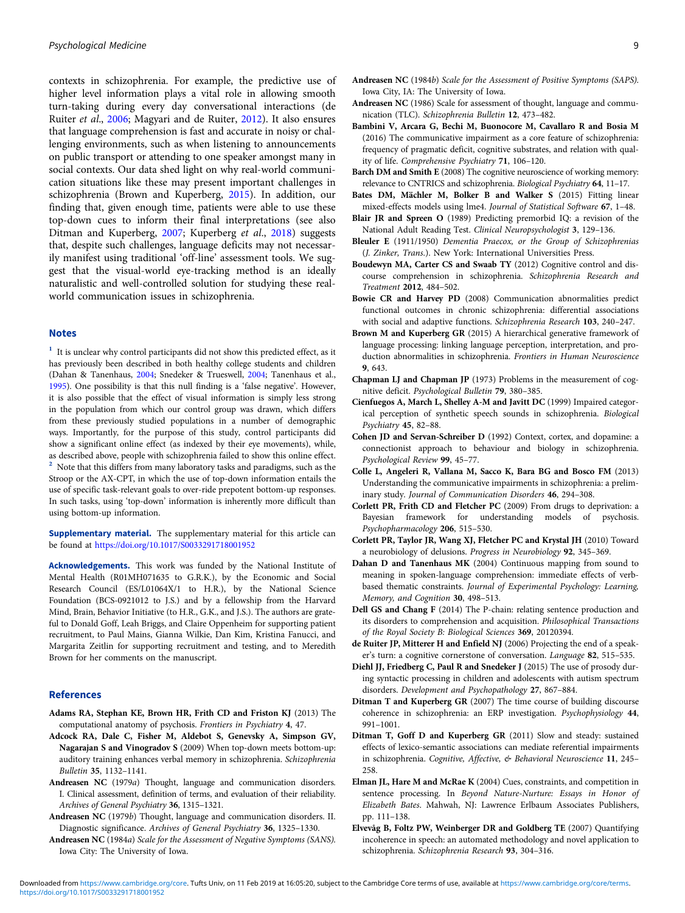contexts in schizophrenia. For example, the predictive use of higher level information plays a vital role in allowing smooth turn-taking during every day conversational interactions (de Ruiter *et al.*, 2006; Magyari and de Ruiter, 2012). It also ensures that language comprehension is fast and accurate in noisy or challenging environments, such as when listening to announcements on public transport or attending to one speaker amongst many in social contexts. Our data shed light on why real-world communication situations like these may present important challenges in schizophrenia (Brown and Kuperberg, 2015). In addition, our finding that, given enough time, patients were able to use these top-down cues to inform their final interpretations (see also Ditman and Kuperberg, 2007; Kuperberg *et al.*, 2018) suggests that, despite such challenges, language deficits may not necessarily manifest using traditional 'off-line' assessment tools. We suggest that the visual-world eye-tracking method is an ideally naturalistic and well-controlled solution for studying these real-world communication issues in schizophrenia.

## Notes

[1] It is unclear why control participants did not show this predicted effect, as it has previously been described in both healthy college students and children (Dahan & Tanenhaus, 2004; Snedeker & Trueswell, 2004; Tanenhaus et al., 1995). One possibility is that this null finding is a 'false negative'. However, it is also possible that the effect of visual information is simply less strong in the population from which our control group was drawn, which differs from these previously studied populations in a number of demographic ways. Importantly, for the purpose of this study, control participants did show a significant online effect (as indexed by their eye movements), while, as described above, people with schizophrenia failed to show this online effect.

[2] Note that this differs from many laboratory tasks and paradigms, such as the Stroop or the AX-CPT, in which the use of top-down information entails the use of specific task-relevant goals to over-ride prepotent bottom-up responses. In such tasks, using 'top-down' information is inherently more difficult than using bottom-up information.

**Supplementary material.** The supplementary material for this article can be found at https://doi.org/10.1017/S0033291718001952

**Acknowledgements.** This work was funded by the National Institute of Mental Health (R01MH071635 to G.R.K.), by the Economic and Social Research Council (ES/L01064X/1 to H.R.), by the National Science Foundation (BCS-0921012 to J.S.) and by a fellowship from the Harvard Mind, Brain, Behavior Initiative (to H.R., G.K., and J.S.). The authors are grateful to Donald Goff, Leah Briggs, and Claire Oppenheim for supporting patient recruitment, to Paul Mains, Gianna Wilkie, Dan Kim, Kristina Fanucci, and Margarita Zeitlin for supporting recruitment and testing, and to Meredith Brown for her comments on the manuscript.

## References

**Adams RA, Stephan KE, Brown HR, Frith CD and Friston KJ** (2013) The computational anatomy of psychosis. *Frontiers in Psychiatry* **4**, 47.

**Adcock RA, Dale C, Fisher M, Aldebot S, Genevsky A, Simpson GV, Nagarajan S and Vinogradov S** (2009) When top-down meets bottom-up: auditory training enhances verbal memory in schizophrenia. *Schizophrenia Bulletin* **35**, 1132–1141.

**Andreasen NC** (1979*a*) Thought, language and communication disorders. I. Clinical assessment, definition of terms, and evaluation of their reliability. *Archives of General Psychiatry* **36**, 1315–1321.

**Andreasen NC** (1979*b*) Thought, language and communication disorders. II. Diagnostic significance. *Archives of General Psychiatry* **36**, 1325–1330.

**Andreasen NC** (1984*a*) *Scale for the Assessment of Negative Symptoms (SANS)*. Iowa City: The University of Iowa.

**Andreasen NC** (1984*b*) *Scale for the Assessment of Positive Symptoms (SAPS)*. Iowa City, IA: The University of Iowa.

**Andreasen NC** (1986) Scale for assessment of thought, language and communication (TLC). *Schizophrenia Bulletin* **12**, 473–482.

**Bambini V, Arcara G, Bechi M, Buonocore M, Cavallaro R and Bosia M** (2016) The communicative impairment as a core feature of schizophrenia: frequency of pragmatic deficit, cognitive substrates, and relation with quality of life. *Comprehensive Psychiatry* **71**, 106–120.

**Barch DM and Smith E** (2008) The cognitive neuroscience of working memory: relevance to CNTRICS and schizophrenia. *Biological Psychiatry* **64**, 11–17.

**Bates DM, Mächler M, Bolker B and Walker S** (2015) Fitting linear mixed-effects models using lme4. *Journal of Statistical Software* **67**, 1–48.

**Blair JR and Spreen O** (1989) Predicting premorbid IQ: a revision of the National Adult Reading Test. *Clinical Neuropsychologist* **3**, 129–136.

**Bleuler E** (1911/1950) *Dementia Praecox, or the Group of Schizophrenias* (*J. Zinker, Trans.*). New York: International Universities Press.

**Boudewyn MA, Carter CS and Swaab TY** (2012) Cognitive control and discourse comprehension in schizophrenia. *Schizophrenia Research and Treatment* **2012**, 484–502.

**Bowie CR and Harvey PD** (2008) Communication abnormalities predict functional outcomes in chronic schizophrenia: differential associations with social and adaptive functions. *Schizophrenia Research* **103**, 240–247.

**Brown M and Kuperberg GR** (2015) A hierarchical generative framework of language processing: linking language perception, interpretation, and production abnormalities in schizophrenia. *Frontiers in Human Neuroscience* **9**, 643.

**Chapman LJ and Chapman JP** (1973) Problems in the measurement of cognitive deficit. *Psychological Bulletin* **79**, 380–385.

**Cienfuegos A, March L, Shelley A-M and Javitt DC** (1999) Impaired categorical perception of synthetic speech sounds in schizophrenia. *Biological Psychiatry* **45**, 82–88.

**Cohen JD and Servan-Schreiber D** (1992) Context, cortex, and dopamine: a connectionist approach to behaviour and biology in schizophrenia. *Psychological Review* **99**, 45–77.

**Colle L, Angeleri R, Vallana M, Sacco K, Bara BG and Bosco FM** (2013) Understanding the communicative impairments in schizophrenia: a preliminary study. *Journal of Communication Disorders* **46**, 294–308.

**Corlett PR, Frith CD and Fletcher PC** (2009) From drugs to deprivation: a Bayesian framework for understanding models of psychosis. *Psychopharmacology* **206**, 515–530.

**Corlett PR, Taylor JR, Wang XJ, Fletcher PC and Krystal JH** (2010) Toward a neurobiology of delusions. *Progress in Neurobiology* **92**, 345–369.

**Dahan D and Tanenhaus MK** (2004) Continuous mapping from sound to meaning in spoken-language comprehension: immediate effects of verb-based thematic constraints. *Journal of Experimental Psychology: Learning, Memory, and Cognition* **30**, 498–513.

**Dell GS and Chang F** (2014) The P-chain: relating sentence production and its disorders to comprehension and acquisition. *Philosophical Transactions of the Royal Society B: Biological Sciences* **369**, 20120394.

**de Ruiter JP, Mitterer H and Enfield NJ** (2006) Projecting the end of a speaker's turn: a cognitive cornerstone of conversation. *Language* **82**, 515–535.

**Diehl JJ, Friedberg C, Paul R and Snedeker J** (2015) The use of prosody during syntactic processing in children and adolescents with autism spectrum disorders. *Development and Psychopathology* **27**, 867–884.

**Ditman T and Kuperberg GR** (2007) The time course of building discourse coherence in schizophrenia: an ERP investigation. *Psychophysiology* **44**, 991–1001.

**Ditman T, Goff D and Kuperberg GR** (2011) Slow and steady: sustained effects of lexico-semantic associations can mediate referential impairments in schizophrenia. *Cognitive, Affective, & Behavioral Neuroscience* **11**, 245–258.

**Elman JL, Hare M and McRae K** (2004) Cues, constraints, and competition in sentence processing. In *Beyond Nature-Nurture: Essays in Honor of Elizabeth Bates*. Mahwah, NJ: Lawrence Erlbaum Associates Publishers, pp. 111–138.

**Elvevåg B, Foltz PW, Weinberger DR and Goldberg TE** (2007) Quantifying incoherence in speech: an automated methodology and novel application to schizophrenia. *Schizophrenia Research* **93**, 304–316.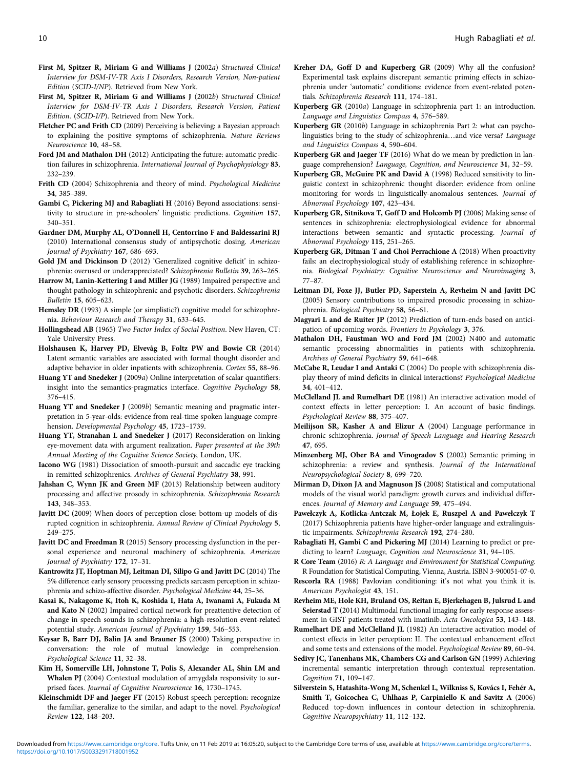**First M, Spitzer R, Miriam G and Williams J** (2002*a*) *Structured Clinical Interview for DSM-IV-TR Axis I Disorders, Research Version, Non-patient Edition* (*SCID-I/NP*). Retrieved from New York.

**First M, Spitzer R, Miriam G and Williams J** (2002*b*) *Structured Clinical Interview for DSM-IV-TR Axis I Disorders, Research Version, Patient Edition*. (*SCID-I/P*). Retrieved from New York.

**Fletcher PC and Frith CD** (2009) Perceiving is believing: a Bayesian approach to explaining the positive symptoms of schizophrenia. *Nature Reviews Neuroscience* **10**, 48–58.

**Ford JM and Mathalon DH** (2012) Anticipating the future: automatic prediction failures in schizophrenia. *International Journal of Psychophysiology* **83**, 232–239.

**Frith CD** (2004) Schizophrenia and theory of mind. *Psychological Medicine* **34**, 385–389.

**Gambi C, Pickering MJ and Rabagliati H** (2016) Beyond associations: sensitivity to structure in pre-schoolers' linguistic predictions. *Cognition* **157**, 340–351.

**Gardner DM, Murphy AL, O'Donnell H, Centorrino F and Baldessarini RJ** (2010) International consensus study of antipsychotic dosing. *American Journal of Psychiatry* **167**, 686–693.

**Gold JM and Dickinson D** (2012) 'Generalized cognitive deficit' in schizophrenia: overused or underappreciated? *Schizophrenia Bulletin* **39**, 263–265.

**Harrow M, Lanin-Kettering I and Miller JG** (1989) Impaired perspective and thought pathology in schizophrenic and psychotic disorders. *Schizophrenia Bulletin* **15**, 605–623.

**Hemsley DR** (1993) A simple (or simplistic?) cognitive model for schizophrenia. *Behaviour Research and Therapy* **31**, 633–645.

**Hollingshead AB** (1965) *Two Factor Index of Social Position*. New Haven, CT: Yale University Press.

**Holshausen K, Harvey PD, Elvevåg B, Foltz PW and Bowie CR** (2014) Latent semantic variables are associated with formal thought disorder and adaptive behavior in older inpatients with schizophrenia. *Cortex* **55**, 88–96.

**Huang YT and Snedeker J** (2009*a*) Online interpretation of scalar quantifiers: insight into the semantics-pragmatics interface. *Cognitive Psychology* **58**, 376–415.

**Huang YT and Snedeker J** (2009*b*) Semantic meaning and pragmatic interpretation in 5-year-olds: evidence from real-time spoken language comprehension. *Developmental Psychology* **45**, 1723–1739.

**Huang YT, Stranahan L and Snedeker J** (2017) Reconsideration on linking eye-movement data with argument realization. *Paper presented at the 39th Annual Meeting of the Cognitive Science Society*, London, UK.

**Iacono WG** (1981) Dissociation of smooth-pursuit and saccadic eye tracking in remitted schizophrenics. *Archives of General Psychiatry* **38**, 991.

**Jahshan C, Wynn JK and Green MF** (2013) Relationship between auditory processing and affective prosody in schizophrenia. *Schizophrenia Research* **143**, 348–353.

**Javitt DC** (2009) When doors of perception close: bottom-up models of disrupted cognition in schizophrenia. *Annual Review of Clinical Psychology* **5**, 249–275.

**Javitt DC and Freedman R** (2015) Sensory processing dysfunction in the personal experience and neuronal machinery of schizophrenia. *American Journal of Psychiatry* **172**, 17–31.

**Kantrowitz JT, Hoptman MJ, Leitman DI, Silipo G and Javitt DC** (2014) The 5% difference: early sensory processing predicts sarcasm perception in schizophrenia and schizo-affective disorder. *Psychological Medicine* **44**, 25–36.

**Kasai K, Nakagome K, Itoh K, Koshida I, Hata A, Iwanami A, Fukuda M and Kato N** (2002) Impaired cortical network for preattentive detection of change in speech sounds in schizophrenia: a high-resolution event-related potential study. *American Journal of Psychiatry* **159**, 546–553.

**Keysar B, Barr DJ, Balin JA and Brauner JS** (2000) Taking perspective in conversation: the role of mutual knowledge in comprehension. *Psychological Science* **11**, 32–38.

**Kim H, Somerville LH, Johnstone T, Polis S, Alexander AL, Shin LM and Whalen PJ** (2004) Contextual modulation of amygdala responsivity to surprised faces. *Journal of Cognitive Neuroscience* **16**, 1730–1745.

**Kleinschmidt DF and Jaeger FT** (2015) Robust speech perception: recognize the familiar, generalize to the similar, and adapt to the novel. *Psychological Review* **122**, 148–203.

**Kreher DA, Goff D and Kuperberg GR** (2009) Why all the confusion? Experimental task explains discrepant semantic priming effects in schizophrenia under 'automatic' conditions: evidence from event-related potentials. *Schizophrenia Research* **111**, 174–181.

**Kuperberg GR** (2010*a*) Language in schizophrenia part 1: an introduction. *Language and Linguistics Compass* **4**, 576–589.

**Kuperberg GR** (2010*b*) Language in schizophrenia Part 2: what can psycholinguistics bring to the study of schizophrenia…and vice versa? *Language and Linguistics Compass* **4**, 590–604.

**Kuperberg GR and Jaeger TF** (2016) What do we mean by prediction in language comprehension? *Language, Cognition, and Neuroscience* **31**, 32–59.

**Kuperberg GR, McGuire PK and David A** (1998) Reduced sensitivity to linguistic context in schizophrenic thought disorder: evidence from online monitoring for words in linguistically-anomalous sentences. *Journal of Abnormal Psychology* **107**, 423–434.

**Kuperberg GR, Sitnikova T, Goff D and Holcomb PJ** (2006) Making sense of sentences in schizophrenia: electrophysiological evidence for abnormal interactions between semantic and syntactic processing. *Journal of Abnormal Psychology* **115**, 251–265.

**Kuperberg GR, Ditman T and Choi Perrachione A** (2018) When proactivity fails: an electrophysiological study of establishing reference in schizophrenia. *Biological Psychiatry: Cognitive Neuroscience and Neuroimaging* **3**, 77–87.

**Leitman DI, Foxe JJ, Butler PD, Saperstein A, Revheim N and Javitt DC** (2005) Sensory contributions to impaired prosodic processing in schizophrenia. *Biological Psychiatry* **58**, 56–61.

**Magyari L and de Ruiter JP** (2012) Prediction of turn-ends based on anticipation of upcoming words. *Frontiers in Psychology* **3**, 376.

**Mathalon DH, Faustman WO and Ford JM** (2002) N400 and automatic semantic processing abnormalities in patients with schizophrenia. *Archives of General Psychiatry* **59**, 641–648.

**McCabe R, Leudar I and Antaki C** (2004) Do people with schizophrenia display theory of mind deficits in clinical interactions? *Psychological Medicine* **34**, 401–412.

**McClelland JL and Rumelhart DE** (1981) An interactive activation model of context effects in letter perception: I. An account of basic findings. *Psychological Review* **88**, 375–407.

**Meilijson SR, Kasher A and Elizur A** (2004) Language performance in chronic schizophrenia. *Journal of Speech Language and Hearing Research* **47**, 695.

**Minzenberg MJ, Ober BA and Vinogradov S** (2002) Semantic priming in schizophrenia: a review and synthesis. *Journal of the International Neuropsychological Society* **8**, 699–720.

**Mirman D, Dixon JA and Magnuson JS** (2008) Statistical and computational models of the visual world paradigm: growth curves and individual differences. *Journal of Memory and Language* **59**, 475–494.

**Pawełczyk A, Kotlicka-Antczak M, Łojek E, Ruszpel A and Pawełczyk T** (2017) Schizophrenia patients have higher-order language and extralinguistic impairments. *Schizophrenia Research* **192**, 274–280.

**Rabagliati H, Gambi C and Pickering MJ** (2014) Learning to predict or predicting to learn? *Language, Cognition and Neuroscience* **31**, 94–105.

**R Core Team** (2016) *R: A Language and Environment for Statistical Computing*. R Foundation for Statistical Computing, Vienna, Austria. ISBN 3-900051-07-0.

**Rescorla RA** (1988) Pavlovian conditioning: it's not what you think it is. *American Psychologist* **43**, 151.

**Revheim ME, Hole KH, Bruland OS, Reitan E, Bjerkehagen B, Julsrud L and Seierstad T** (2014) Multimodal functional imaging for early response assessment in GIST patients treated with imatinib. *Acta Oncologica* **53**, 143–148.

**Rumelhart DE and McClelland JL** (1982) An interactive activation model of context effects in letter perception: II. The contextual enhancement effect and some tests and extensions of the model. *Psychological Review* **89**, 60–94.

**Sedivy JC, Tanenhaus MK, Chambers CG and Carlson GN** (1999) Achieving incremental semantic interpretation through contextual representation. *Cognition* **71**, 109–147.

**Silverstein S, Hatashita-Wong M, Schenkel L, Wilkniss S, Kovács I, Fehér A, Smith T, Goicochea C, Uhlhaas P, Carpiniello K and Savitz A** (2006) Reduced top-down influences in contour detection in schizophrenia. *Cognitive Neuropsychiatry* **11**, 112–132.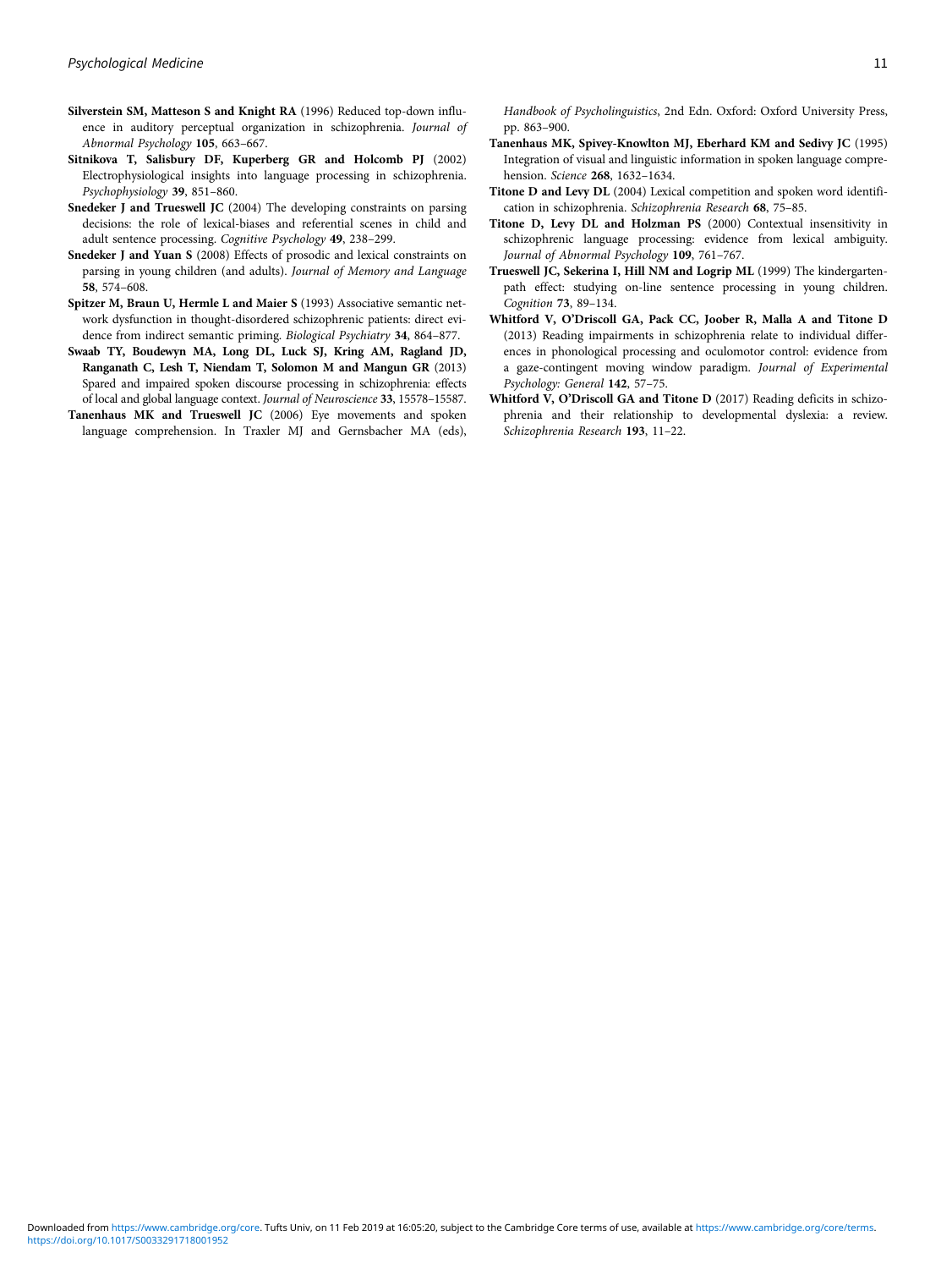**Silverstein SM, Matteson S and Knight RA** (1996) Reduced top-down influence in auditory perceptual organization in schizophrenia. *Journal of Abnormal Psychology* **105**, 663–667.

**Sitnikova T, Salisbury DF, Kuperberg GR and Holcomb PJ** (2002) Electrophysiological insights into language processing in schizophrenia. *Psychophysiology* **39**, 851–860.

**Snedeker J and Trueswell JC** (2004) The developing constraints on parsing decisions: the role of lexical-biases and referential scenes in child and adult sentence processing. *Cognitive Psychology* **49**, 238–299.

**Snedeker J and Yuan S** (2008) Effects of prosodic and lexical constraints on parsing in young children (and adults). *Journal of Memory and Language* **58**, 574–608.

**Spitzer M, Braun U, Hermle L and Maier S** (1993) Associative semantic network dysfunction in thought-disordered schizophrenic patients: direct evidence from indirect semantic priming. *Biological Psychiatry* **34**, 864–877.

**Swaab TY, Boudewyn MA, Long DL, Luck SJ, Kring AM, Ragland JD, Ranganath C, Lesh T, Niendam T, Solomon M and Mangun GR** (2013) Spared and impaired spoken discourse processing in schizophrenia: effects of local and global language context. *Journal of Neuroscience* **33**, 15578–15587.

**Tanenhaus MK and Trueswell JC** (2006) Eye movements and spoken language comprehension. In Traxler MJ and Gernsbacher MA (eds), *Handbook of Psycholinguistics*, 2nd Edn. Oxford: Oxford University Press, pp. 863–900.

**Tanenhaus MK, Spivey-Knowlton MJ, Eberhard KM and Sedivy JC** (1995) Integration of visual and linguistic information in spoken language comprehension. *Science* **268**, 1632–1634.

**Titone D and Levy DL** (2004) Lexical competition and spoken word identification in schizophrenia. *Schizophrenia Research* **68**, 75–85.

**Titone D, Levy DL and Holzman PS** (2000) Contextual insensitivity in schizophrenic language processing: evidence from lexical ambiguity. *Journal of Abnormal Psychology* **109**, 761–767.

**Trueswell JC, Sekerina I, Hill NM and Logrip ML** (1999) The kindergarten-path effect: studying on-line sentence processing in young children. *Cognition* **73**, 89–134.

**Whitford V, O'Driscoll GA, Pack CC, Joober R, Malla A and Titone D** (2013) Reading impairments in schizophrenia relate to individual differences in phonological processing and oculomotor control: evidence from a gaze-contingent moving window paradigm. *Journal of Experimental Psychology: General* **142**, 57–75.

**Whitford V, O'Driscoll GA and Titone D** (2017) Reading deficits in schizophrenia and their relationship to developmental dyslexia: a review. *Schizophrenia Research* **193**, 11–22.